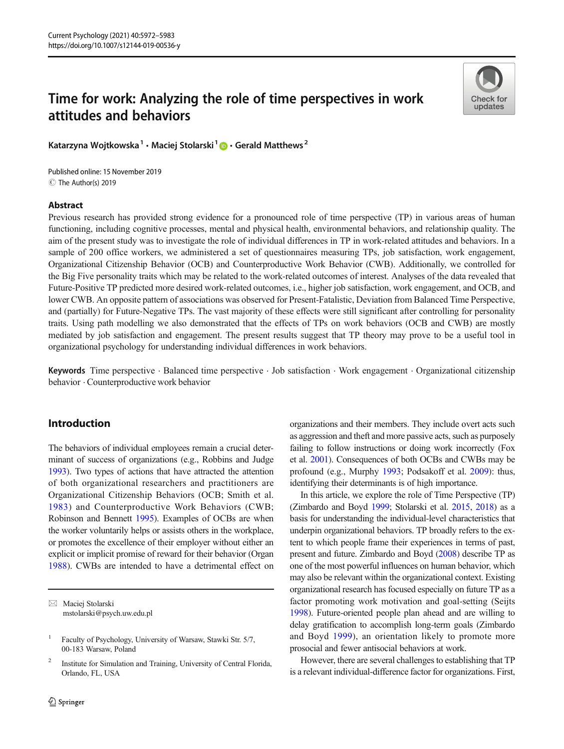# Time for work: Analyzing the role of time perspectives in work attitudes and behaviors

Katarzyna Wojtkowska[1] · Maciej Stolarski[1] · Gerald Matthews[2]

Published online: 15 November 2019
© The Author(s) 2019

## Abstract

Previous research has provided strong evidence for a pronounced role of time perspective (TP) in various areas of human functioning, including cognitive processes, mental and physical health, environmental behaviors, and relationship quality. The aim of the present study was to investigate the role of individual differences in TP in work-related attitudes and behaviors. In a sample of 200 office workers, we administered a set of questionnaires measuring TPs, job satisfaction, work engagement, Organizational Citizenship Behavior (OCB) and Counterproductive Work Behavior (CWB). Additionally, we controlled for the Big Five personality traits which may be related to the work-related outcomes of interest. Analyses of the data revealed that Future-Positive TP predicted more desired work-related outcomes, i.e., higher job satisfaction, work engagement, and OCB, and lower CWB. An opposite pattern of associations was observed for Present-Fatalistic, Deviation from Balanced Time Perspective, and (partially) for Future-Negative TPs. The vast majority of these effects were still significant after controlling for personality traits. Using path modelling we also demonstrated that the effects of TPs on work behaviors (OCB and CWB) are mostly mediated by job satisfaction and engagement. The present results suggest that TP theory may prove to be a useful tool in organizational psychology for understanding individual differences in work behaviors.

**Keywords** Time perspective · Balanced time perspective · Job satisfaction · Work engagement · Organizational citizenship behavior · Counterproductive work behavior

## Introduction

The behaviors of individual employees remain a crucial determinant of success of organizations (e.g., Robbins and Judge 1993). Two types of actions that have attracted the attention of both organizational researchers and practitioners are Organizational Citizenship Behaviors (OCB; Smith et al. 1983) and Counterproductive Work Behaviors (CWB; Robinson and Bennett 1995). Examples of OCBs are when the worker voluntarily helps or assists others in the workplace, or promotes the excellence of their employer without either an explicit or implicit promise of reward for their behavior (Organ 1988). CWBs are intended to have a detrimental effect on organizations and their members. They include overt acts such as aggression and theft and more passive acts, such as purposely failing to follow instructions or doing work incorrectly (Fox et al. 2001). Consequences of both OCBs and CWBs may be profound (e.g., Murphy 1993; Podsakoff et al. 2009): thus, identifying their determinants is of high importance.

In this article, we explore the role of Time Perspective (TP) (Zimbardo and Boyd 1999; Stolarski et al. 2015, 2018) as a basis for understanding the individual-level characteristics that underpin organizational behaviors. TP broadly refers to the extent to which people frame their experiences in terms of past, present and future. Zimbardo and Boyd (2008) describe TP as one of the most powerful influences on human behavior, which may also be relevant within the organizational context. Existing organizational research has focused especially on future TP as a factor promoting work motivation and goal-setting (Seijts 1998). Future-oriented people plan ahead and are willing to delay gratification to accomplish long-term goals (Zimbardo and Boyd 1999), an orientation likely to promote more prosocial and fewer antisocial behaviors at work.

However, there are several challenges to establishing that TP is a relevant individual-difference factor for organizations. First,

---

✉ Maciej Stolarski
mstolarski@psych.uw.edu.pl

[1] Faculty of Psychology, University of Warsaw, Stawki Str. 5/7, 00-183 Warsaw, Poland

[2] Institute for Simulation and Training, University of Central Florida, Orlando, FL, USA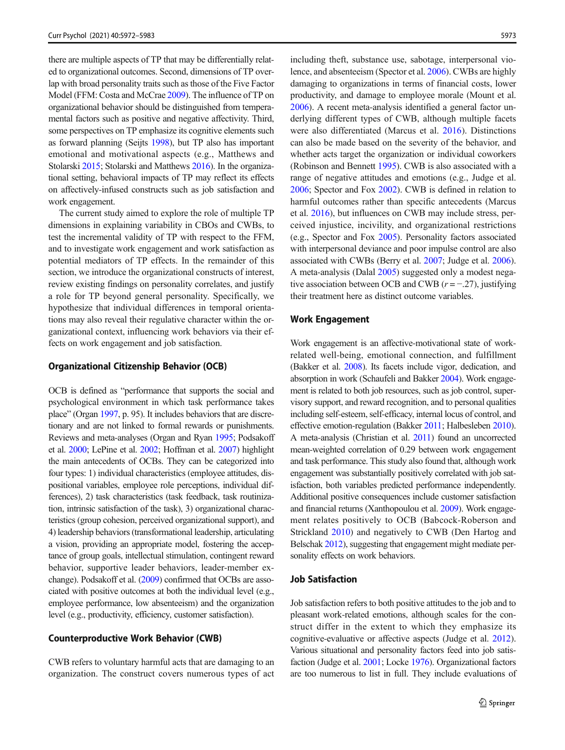there are multiple aspects of TP that may be differentially related to organizational outcomes. Second, dimensions of TP overlap with broad personality traits such as those of the Five Factor Model (FFM: Costa and McCrae 2009). The influence of TP on organizational behavior should be distinguished from temperamental factors such as positive and negative affectivity. Third, some perspectives on TP emphasize its cognitive elements such as forward planning (Seijts 1998), but TP also has important emotional and motivational aspects (e.g., Matthews and Stolarski 2015; Stolarski and Matthews 2016). In the organizational setting, behavioral impacts of TP may reflect its effects on affectively-infused constructs such as job satisfaction and work engagement.

The current study aimed to explore the role of multiple TP dimensions in explaining variability in CBOs and CWBs, to test the incremental validity of TP with respect to the FFM, and to investigate work engagement and work satisfaction as potential mediators of TP effects. In the remainder of this section, we introduce the organizational constructs of interest, review existing findings on personality correlates, and justify a role for TP beyond general personality. Specifically, we hypothesize that individual differences in temporal orientations may also reveal their regulative character within the organizational context, influencing work behaviors via their effects on work engagement and job satisfaction.

### Organizational Citizenship Behavior (OCB)

OCB is defined as "performance that supports the social and psychological environment in which task performance takes place" (Organ 1997, p. 95). It includes behaviors that are discretionary and are not linked to formal rewards or punishments. Reviews and meta-analyses (Organ and Ryan 1995; Podsakoff et al. 2000; LePine et al. 2002; Hoffman et al. 2007) highlight the main antecedents of OCBs. They can be categorized into four types: 1) individual characteristics (employee attitudes, dispositional variables, employee role perceptions, individual differences), 2) task characteristics (task feedback, task routinization, intrinsic satisfaction of the task), 3) organizational characteristics (group cohesion, perceived organizational support), and 4) leadership behaviors (transformational leadership, articulating a vision, providing an appropriate model, fostering the acceptance of group goals, intellectual stimulation, contingent reward behavior, supportive leader behaviors, leader-member exchange). Podsakoff et al. (2009) confirmed that OCBs are associated with positive outcomes at both the individual level (e.g., employee performance, low absenteeism) and the organization level (e.g., productivity, efficiency, customer satisfaction).

### Counterproductive Work Behavior (CWB)

CWB refers to voluntary harmful acts that are damaging to an organization. The construct covers numerous types of act including theft, substance use, sabotage, interpersonal violence, and absenteeism (Spector et al. 2006). CWBs are highly damaging to organizations in terms of financial costs, lower productivity, and damage to employee morale (Mount et al. 2006). A recent meta-analysis identified a general factor underlying different types of CWB, although multiple facets were also differentiated (Marcus et al. 2016). Distinctions can also be made based on the severity of the behavior, and whether acts target the organization or individual coworkers (Robinson and Bennett 1995). CWB is also associated with a range of negative attitudes and emotions (e.g., Judge et al. 2006; Spector and Fox 2002). CWB is defined in relation to harmful outcomes rather than specific antecedents (Marcus et al. 2016), but influences on CWB may include stress, perceived injustice, incivility, and organizational restrictions (e.g., Spector and Fox 2005). Personality factors associated with interpersonal deviance and poor impulse control are also associated with CWBs (Berry et al. 2007; Judge et al. 2006). A meta-analysis (Dalal 2005) suggested only a modest negative association between OCB and CWB ($r = -.27$), justifying their treatment here as distinct outcome variables.

### Work Engagement

Work engagement is an affective-motivational state of work-related well-being, emotional connection, and fulfillment (Bakker et al. 2008). Its facets include vigor, dedication, and absorption in work (Schaufeli and Bakker 2004). Work engagement is related to both job resources, such as job control, supervisory support, and reward recognition, and to personal qualities including self-esteem, self-efficacy, internal locus of control, and effective emotion-regulation (Bakker 2011; Halbesleben 2010). A meta-analysis (Christian et al. 2011) found an uncorrected mean-weighted correlation of 0.29 between work engagement and task performance. This study also found that, although work engagement was substantially positively correlated with job satisfaction, both variables predicted performance independently. Additional positive consequences include customer satisfaction and financial returns (Xanthopoulou et al. 2009). Work engagement relates positively to OCB (Babcock-Roberson and Strickland 2010) and negatively to CWB (Den Hartog and Belschak 2012), suggesting that engagement might mediate personality effects on work behaviors.

### Job Satisfaction

Job satisfaction refers to both positive attitudes to the job and to pleasant work-related emotions, although scales for the construct differ in the extent to which they emphasize its cognitive-evaluative or affective aspects (Judge et al. 2012). Various situational and personality factors feed into job satisfaction (Judge et al. 2001; Locke 1976). Organizational factors are too numerous to list in full. They include evaluations of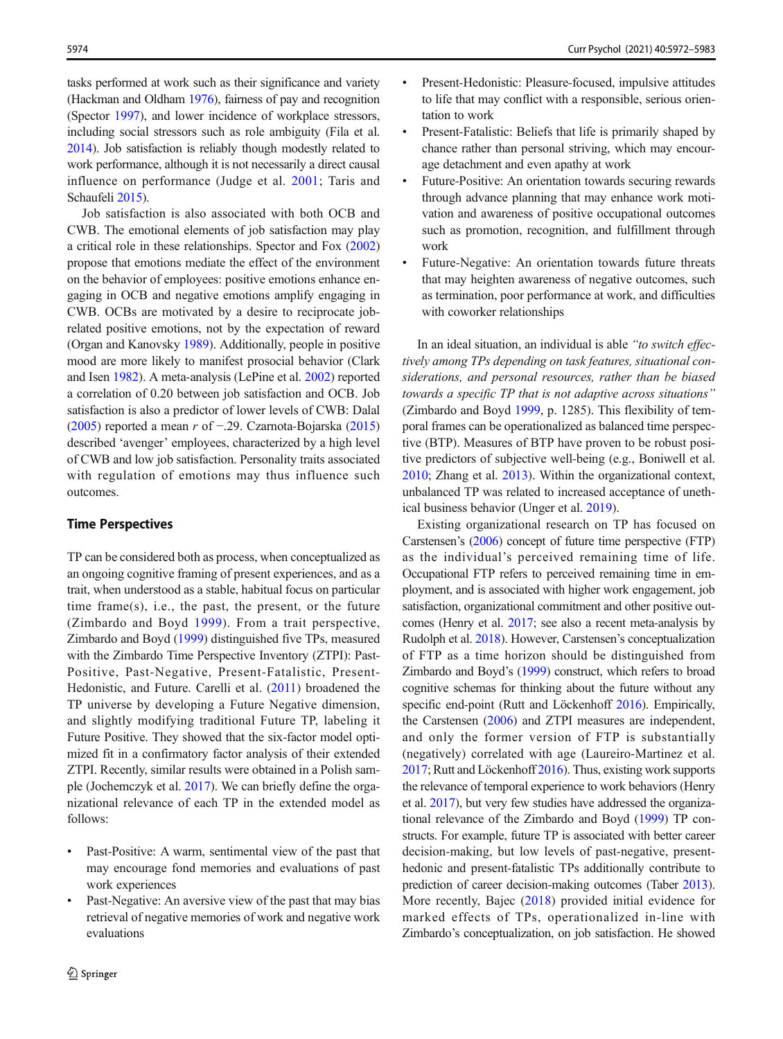tasks performed at work such as their significance and variety (Hackman and Oldham 1976), fairness of pay and recognition (Spector 1997), and lower incidence of workplace stressors, including social stressors such as role ambiguity (Fila et al. 2014). Job satisfaction is reliably though modestly related to work performance, although it is not necessarily a direct causal influence on performance (Judge et al. 2001; Taris and Schaufeli 2015).

Job satisfaction is also associated with both OCB and CWB. The emotional elements of job satisfaction may play a critical role in these relationships. Spector and Fox (2002) propose that emotions mediate the effect of the environment on the behavior of employees: positive emotions enhance engaging in OCB and negative emotions amplify engaging in CWB. OCBs are motivated by a desire to reciprocate job-related positive emotions, not by the expectation of reward (Organ and Kanovsky 1989). Additionally, people in positive mood are more likely to manifest prosocial behavior (Clark and Isen 1982). A meta-analysis (LePine et al. 2002) reported a correlation of 0.20 between job satisfaction and OCB. Job satisfaction is also a predictor of lower levels of CWB: Dalal (2005) reported a mean $r$ of −.29. Czarnota-Bojarska (2015) described 'avenger' employees, characterized by a high level of CWB and low job satisfaction. Personality traits associated with regulation of emotions may thus influence such outcomes.

## Time Perspectives

TP can be considered both as process, when conceptualized as an ongoing cognitive framing of present experiences, and as a trait, when understood as a stable, habitual focus on particular time frame(s), i.e., the past, the present, or the future (Zimbardo and Boyd 1999). From a trait perspective, Zimbardo and Boyd (1999) distinguished five TPs, measured with the Zimbardo Time Perspective Inventory (ZTPI): Past-Positive, Past-Negative, Present-Fatalistic, Present-Hedonistic, and Future. Carelli et al. (2011) broadened the TP universe by developing a Future Negative dimension, and slightly modifying traditional Future TP, labeling it Future Positive. They showed that the six-factor model optimized fit in a confirmatory factor analysis of their extended ZTPI. Recently, similar results were obtained in a Polish sample (Jochemczyk et al. 2017). We can briefly define the organizational relevance of each TP in the extended model as follows:

- Past-Positive: A warm, sentimental view of the past that may encourage fond memories and evaluations of past work experiences
- Past-Negative: An aversive view of the past that may bias retrieval of negative memories of work and negative work evaluations
- Present-Hedonistic: Pleasure-focused, impulsive attitudes to life that may conflict with a responsible, serious orientation to work
- Present-Fatalistic: Beliefs that life is primarily shaped by chance rather than personal striving, which may encourage detachment and even apathy at work
- Future-Positive: An orientation towards securing rewards through advance planning that may enhance work motivation and awareness of positive occupational outcomes such as promotion, recognition, and fulfillment through work
- Future-Negative: An orientation towards future threats that may heighten awareness of negative outcomes, such as termination, poor performance at work, and difficulties with coworker relationships

In an ideal situation, an individual is able *"to switch effectively among TPs depending on task features, situational considerations, and personal resources, rather than be biased towards a specific TP that is not adaptive across situations"* (Zimbardo and Boyd 1999, p. 1285). This flexibility of temporal frames can be operationalized as balanced time perspective (BTP). Measures of BTP have proven to be robust positive predictors of subjective well-being (e.g., Boniwell et al. 2010; Zhang et al. 2013). Within the organizational context, unbalanced TP was related to increased acceptance of unethical business behavior (Unger et al. 2019).

Existing organizational research on TP has focused on Carstensen's (2006) concept of future time perspective (FTP) as the individual's perceived remaining time of life. Occupational FTP refers to perceived remaining time in employment, and is associated with higher work engagement, job satisfaction, organizational commitment and other positive outcomes (Henry et al. 2017; see also a recent meta-analysis by Rudolph et al. 2018). However, Carstensen's conceptualization of FTP as a time horizon should be distinguished from Zimbardo and Boyd's (1999) construct, which refers to broad cognitive schemas for thinking about the future without any specific end-point (Rutt and Löckenhoff 2016). Empirically, the Carstensen (2006) and ZTPI measures are independent, and only the former version of FTP is substantially (negatively) correlated with age (Laureiro-Martinez et al. 2017; Rutt and Löckenhoff 2016). Thus, existing work supports the relevance of temporal experience to work behaviors (Henry et al. 2017), but very few studies have addressed the organizational relevance of the Zimbardo and Boyd (1999) TP constructs. For example, future TP is associated with better career decision-making, but low levels of past-negative, present-hedonic and present-fatalistic TPs additionally contribute to prediction of career decision-making outcomes (Taber 2013). More recently, Bajec (2018) provided initial evidence for marked effects of TPs, operationalized in-line with Zimbardo's conceptualization, on job satisfaction. He showed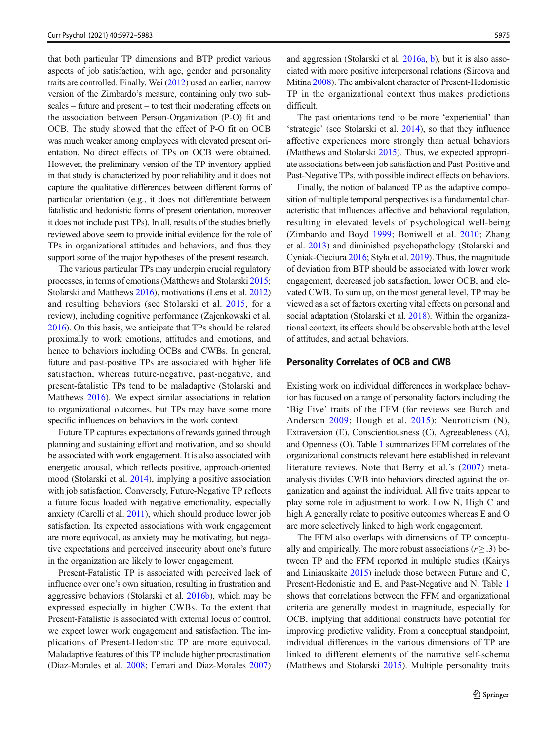that both particular TP dimensions and BTP predict various aspects of job satisfaction, with age, gender and personality traits are controlled. Finally, Wei (2012) used an earlier, narrow version of the Zimbardo's measure, containing only two subscales – future and present – to test their moderating effects on the association between Person-Organization (P-O) fit and OCB. The study showed that the effect of P-O fit on OCB was much weaker among employees with elevated present orientation. No direct effects of TPs on OCB were obtained. However, the preliminary version of the TP inventory applied in that study is characterized by poor reliability and it does not capture the qualitative differences between different forms of particular orientation (e.g., it does not differentiate between fatalistic and hedonistic forms of present orientation, moreover it does not include past TPs). In all, results of the studies briefly reviewed above seem to provide initial evidence for the role of TPs in organizational attitudes and behaviors, and thus they support some of the major hypotheses of the present research.

The various particular TPs may underpin crucial regulatory processes, in terms of emotions (Matthews and Stolarski 2015; Stolarski and Matthews 2016), motivations (Lens et al. 2012) and resulting behaviors (see Stolarski et al. 2015, for a review), including cognitive performance (Zajenkowski et al. 2016). On this basis, we anticipate that TPs should be related proximally to work emotions, attitudes and emotions, and hence to behaviors including OCBs and CWBs. In general, future and past-positive TPs are associated with higher life satisfaction, whereas future-negative, past-negative, and present-fatalistic TPs tend to be maladaptive (Stolarski and Matthews 2016). We expect similar associations in relation to organizational outcomes, but TPs may have some more specific influences on behaviors in the work context.

Future TP captures expectations of rewards gained through planning and sustaining effort and motivation, and so should be associated with work engagement. It is also associated with energetic arousal, which reflects positive, approach-oriented mood (Stolarski et al. 2014), implying a positive association with job satisfaction. Conversely, Future-Negative TP reflects a future focus loaded with negative emotionality, especially anxiety (Carelli et al. 2011), which should produce lower job satisfaction. Its expected associations with work engagement are more equivocal, as anxiety may be motivating, but negative expectations and perceived insecurity about one's future in the organization are likely to lower engagement.

Present-Fatalistic TP is associated with perceived lack of influence over one's own situation, resulting in frustration and aggressive behaviors (Stolarski et al. 2016b), which may be expressed especially in higher CWBs. To the extent that Present-Fatalistic is associated with external locus of control, we expect lower work engagement and satisfaction. The implications of Present-Hedonistic TP are more equivocal. Maladaptive features of this TP include higher procrastination (Díaz-Morales et al. 2008; Ferrari and Díaz-Morales 2007) and aggression (Stolarski et al. 2016a, b), but it is also associated with more positive interpersonal relations (Sircova and Mitina 2008). The ambivalent character of Present-Hedonistic TP in the organizational context thus makes predictions difficult.

The past orientations tend to be more 'experiential' than 'strategic' (see Stolarski et al. 2014), so that they influence affective experiences more strongly than actual behaviors (Matthews and Stolarski 2015). Thus, we expected appropriate associations between job satisfaction and Past-Positive and Past-Negative TPs, with possible indirect effects on behaviors.

Finally, the notion of balanced TP as the adaptive composition of multiple temporal perspectives is a fundamental characteristic that influences affective and behavioral regulation, resulting in elevated levels of psychological well-being (Zimbardo and Boyd 1999; Boniwell et al. 2010; Zhang et al. 2013) and diminished psychopathology (Stolarski and Cyniak-Cieciura 2016; Styła et al. 2019). Thus, the magnitude of deviation from BTP should be associated with lower work engagement, decreased job satisfaction, lower OCB, and elevated CWB. To sum up, on the most general level, TP may be viewed as a set of factors exerting vital effects on personal and social adaptation (Stolarski et al. 2018). Within the organizational context, its effects should be observable both at the level of attitudes, and actual behaviors.

## Personality Correlates of OCB and CWB

Existing work on individual differences in workplace behavior has focused on a range of personality factors including the 'Big Five' traits of the FFM (for reviews see Burch and Anderson 2009; Hough et al. 2015): Neuroticism (N), Extraversion (E), Conscientiousness (C), Agreeableness (A), and Openness (O). Table 1 summarizes FFM correlates of the organizational constructs relevant here established in relevant literature reviews. Note that Berry et al.'s (2007) meta-analysis divides CWB into behaviors directed against the organization and against the individual. All five traits appear to play some role in adjustment to work. Low N, High C and high A generally relate to positive outcomes whereas E and O are more selectively linked to high work engagement.

The FFM also overlaps with dimensions of TP conceptually and empirically. The more robust associations ($r \geq .3$) between TP and the FFM reported in multiple studies (Kairys and Liniauskaite 2015) include those between Future and C, Present-Hedonistic and E, and Past-Negative and N. Table 1 shows that correlations between the FFM and organizational criteria are generally modest in magnitude, especially for OCB, implying that additional constructs have potential for improving predictive validity. From a conceptual standpoint, individual differences in the various dimensions of TP are linked to different elements of the narrative self-schema (Matthews and Stolarski 2015). Multiple personality traits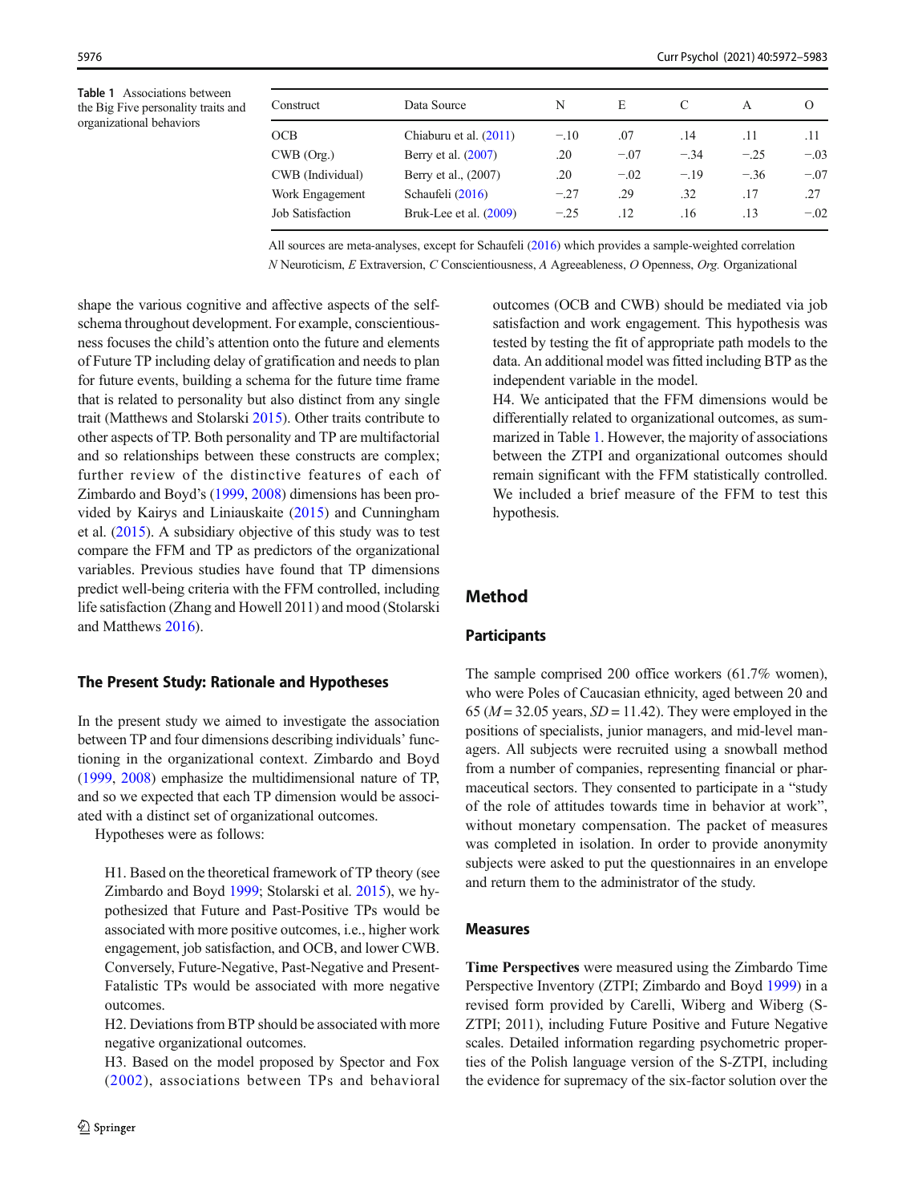Table 1 Associations between the Big Five personality traits and organizational behaviors

| Construct | Data Source | N | E | C | A | O |
|---|---|---|---|---|---|---|
| OCB | Chiaburu et al. (2011) | −.10 | .07 | .14 | .11 | .11 |
| CWB (Org.) | Berry et al. (2007) | .20 | −.07 | −.34 | −.25 | −.03 |
| CWB (Individual) | Berry et al., (2007) | .20 | −.02 | −.19 | −.36 | −.07 |
| Work Engagement | Schaufeli (2016) | −.27 | .29 | .32 | .17 | .27 |
| Job Satisfaction | Bruk-Lee et al. (2009) | −.25 | .12 | .16 | .13 | −.02 |

All sources are meta-analyses, except for Schaufeli (2016) which provides a sample-weighted correlation

*N* Neuroticism, *E* Extraversion, *C* Conscientiousness, *A* Agreeableness, *O* Openness, *Org.* Organizational

shape the various cognitive and affective aspects of the self-schema throughout development. For example, conscientiousness focuses the child's attention onto the future and elements of Future TP including delay of gratification and needs to plan for future events, building a schema for the future time frame that is related to personality but also distinct from any single trait (Matthews and Stolarski 2015). Other traits contribute to other aspects of TP. Both personality and TP are multifactorial and so relationships between these constructs are complex; further review of the distinctive features of each of Zimbardo and Boyd's (1999, 2008) dimensions has been provided by Kairys and Liniauskaite (2015) and Cunningham et al. (2015). A subsidiary objective of this study was to test compare the FFM and TP as predictors of the organizational variables. Previous studies have found that TP dimensions predict well-being criteria with the FFM controlled, including life satisfaction (Zhang and Howell 2011) and mood (Stolarski and Matthews 2016).

### The Present Study: Rationale and Hypotheses

In the present study we aimed to investigate the association between TP and four dimensions describing individuals' functioning in the organizational context. Zimbardo and Boyd (1999, 2008) emphasize the multidimensional nature of TP, and so we expected that each TP dimension would be associated with a distinct set of organizational outcomes.

Hypotheses were as follows:

H1. Based on the theoretical framework of TP theory (see Zimbardo and Boyd 1999; Stolarski et al. 2015), we hypothesized that Future and Past-Positive TPs would be associated with more positive outcomes, i.e., higher work engagement, job satisfaction, and OCB, and lower CWB. Conversely, Future-Negative, Past-Negative and Present-Fatalistic TPs would be associated with more negative outcomes.

H2. Deviations from BTP should be associated with more negative organizational outcomes.

H3. Based on the model proposed by Spector and Fox (2002), associations between TPs and behavioral outcomes (OCB and CWB) should be mediated via job satisfaction and work engagement. This hypothesis was tested by testing the fit of appropriate path models to the data. An additional model was fitted including BTP as the independent variable in the model.

H4. We anticipated that the FFM dimensions would be differentially related to organizational outcomes, as summarized in Table 1. However, the majority of associations between the ZTPI and organizational outcomes should remain significant with the FFM statistically controlled. We included a brief measure of the FFM to test this hypothesis.

## Method

### Participants

The sample comprised 200 office workers (61.7% women), who were Poles of Caucasian ethnicity, aged between 20 and 65 ($M = 32.05$ years, $SD = 11.42$). They were employed in the positions of specialists, junior managers, and mid-level managers. All subjects were recruited using a snowball method from a number of companies, representing financial or pharmaceutical sectors. They consented to participate in a "study of the role of attitudes towards time in behavior at work", without monetary compensation. The packet of measures was completed in isolation. In order to provide anonymity subjects were asked to put the questionnaires in an envelope and return them to the administrator of the study.

### Measures

**Time Perspectives** were measured using the Zimbardo Time Perspective Inventory (ZTPI; Zimbardo and Boyd 1999) in a revised form provided by Carelli, Wiberg and Wiberg (S-ZTPI; 2011), including Future Positive and Future Negative scales. Detailed information regarding psychometric properties of the Polish language version of the S-ZTPI, including the evidence for supremacy of the six-factor solution over the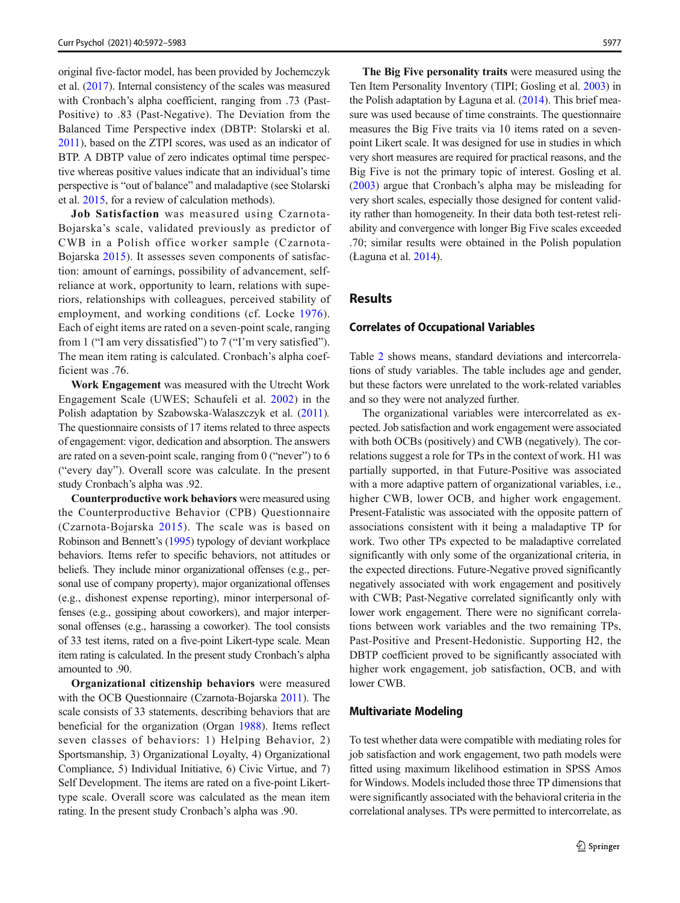original five-factor model, has been provided by Jochemczyk et al. (2017). Internal consistency of the scales was measured with Cronbach's alpha coefficient, ranging from .73 (Past-Positive) to .83 (Past-Negative). The Deviation from the Balanced Time Perspective index (DBTP: Stolarski et al. 2011), based on the ZTPI scores, was used as an indicator of BTP. A DBTP value of zero indicates optimal time perspective whereas positive values indicate that an individual's time perspective is "out of balance" and maladaptive (see Stolarski et al. 2015, for a review of calculation methods).

**Job Satisfaction** was measured using Czarnota-Bojarska's scale, validated previously as predictor of CWB in a Polish office worker sample (Czarnota-Bojarska 2015). It assesses seven components of satisfaction: amount of earnings, possibility of advancement, self-reliance at work, opportunity to learn, relations with superiors, relationships with colleagues, perceived stability of employment, and working conditions (cf. Locke 1976). Each of eight items are rated on a seven-point scale, ranging from 1 ("I am very dissatisfied") to 7 ("I'm very satisfied"). The mean item rating is calculated. Cronbach's alpha coefficient was .76.

**Work Engagement** was measured with the Utrecht Work Engagement Scale (UWES; Schaufeli et al. 2002) in the Polish adaptation by Szabowska-Walaszczyk et al. (2011). The questionnaire consists of 17 items related to three aspects of engagement: vigor, dedication and absorption. The answers are rated on a seven-point scale, ranging from 0 ("never") to 6 ("every day"). Overall score was calculate. In the present study Cronbach's alpha was .92.

**Counterproductive work behaviors** were measured using the Counterproductive Behavior (CPB) Questionnaire (Czarnota-Bojarska 2015). The scale was is based on Robinson and Bennett's (1995) typology of deviant workplace behaviors. Items refer to specific behaviors, not attitudes or beliefs. They include minor organizational offenses (e.g., personal use of company property), major organizational offenses (e.g., dishonest expense reporting), minor interpersonal offenses (e.g., gossiping about coworkers), and major interpersonal offenses (e.g., harassing a coworker). The tool consists of 33 test items, rated on a five-point Likert-type scale. Mean item rating is calculated. In the present study Cronbach's alpha amounted to .90.

**Organizational citizenship behaviors** were measured with the OCB Questionnaire (Czarnota-Bojarska 2011). The scale consists of 33 statements, describing behaviors that are beneficial for the organization (Organ 1988). Items reflect seven classes of behaviors: 1) Helping Behavior, 2) Sportsmanship, 3) Organizational Loyalty, 4) Organizational Compliance, 5) Individual Initiative, 6) Civic Virtue, and 7) Self Development. The items are rated on a five-point Likert-type scale. Overall score was calculated as the mean item rating. In the present study Cronbach's alpha was .90.

**The Big Five personality traits** were measured using the Ten Item Personality Inventory (TIPI; Gosling et al. 2003) in the Polish adaptation by Łaguna et al. (2014). This brief measure was used because of time constraints. The questionnaire measures the Big Five traits via 10 items rated on a seven-point Likert scale. It was designed for use in studies in which very short measures are required for practical reasons, and the Big Five is not the primary topic of interest. Gosling et al. (2003) argue that Cronbach's alpha may be misleading for very short scales, especially those designed for content validity rather than homogeneity. In their data both test-retest reliability and convergence with longer Big Five scales exceeded .70; similar results were obtained in the Polish population (Łaguna et al. 2014).

## Results

### Correlates of Occupational Variables

Table 2 shows means, standard deviations and intercorrelations of study variables. The table includes age and gender, but these factors were unrelated to the work-related variables and so they were not analyzed further.

The organizational variables were intercorrelated as expected. Job satisfaction and work engagement were associated with both OCBs (positively) and CWB (negatively). The correlations suggest a role for TPs in the context of work. H1 was partially supported, in that Future-Positive was associated with a more adaptive pattern of organizational variables, i.e., higher CWB, lower OCB, and higher work engagement. Present-Fatalistic was associated with the opposite pattern of associations consistent with it being a maladaptive TP for work. Two other TPs expected to be maladaptive correlated significantly with only some of the organizational criteria, in the expected directions. Future-Negative proved significantly negatively associated with work engagement and positively with CWB; Past-Negative correlated significantly only with lower work engagement. There were no significant correlations between work variables and the two remaining TPs, Past-Positive and Present-Hedonistic. Supporting H2, the DBTP coefficient proved to be significantly associated with higher work engagement, job satisfaction, OCB, and with lower CWB.

### Multivariate Modeling

To test whether data were compatible with mediating roles for job satisfaction and work engagement, two path models were fitted using maximum likelihood estimation in SPSS Amos for Windows. Models included those three TP dimensions that were significantly associated with the behavioral criteria in the correlational analyses. TPs were permitted to intercorrelate, as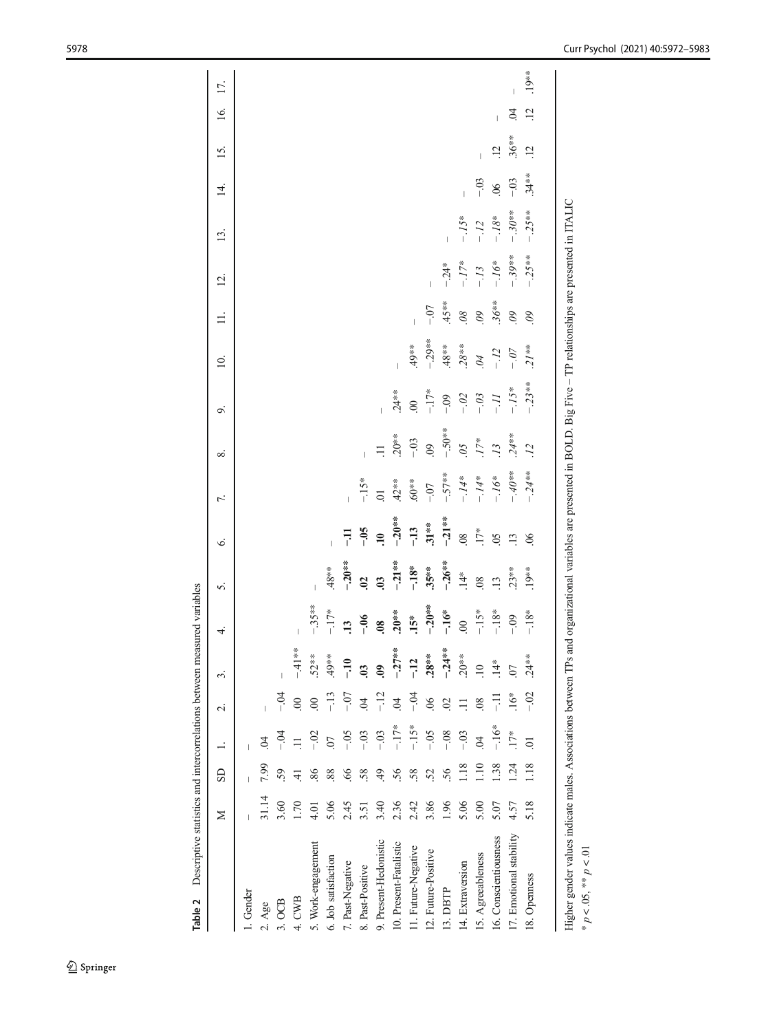**Table 2** Descriptive statistics and intercorrelations between measured variables

| | M | SD | 1. | 2. | 3. | 4. | 5. | 6. | 7. | 8. | 9. | 10. | 11. | 12. | 13. | 14. | 15. | 16. | 17. |
|---|---|---|---|---|---|---|---|---|---|---|---|---|---|---|---|---|---|---|---|
| 1. Gender | – | – | – | | | | | | | | | | | | | | | | |
| 2. Age | 31.14 | 7.99 | .04 | – | | | | | | | | | | | | | | | |
| 3. OCB | 3.60 | .59 | -.04 | -.04 | – | | | | | | | | | | | | | | |
| 4. CWB | 1.70 | .41 | .11 | .00 | -.41** | – | | | | | | | | | | | | | |
| 5. Work-engagement | 4.01 | .86 | -.02 | .00 | .52** | -.35** | – | | | | | | | | | | | | |
| 6. Job satisfaction | 5.06 | .88 | .07 | -.13 | .49** | -.17* | .48** | – | | | | | | | | | | | |
| 7. Past-Negative | 2.45 | .66 | -.05 | -.07 | __-.10__ | __.13__ | __-.20**__ | __-.11__ | – | | | | | | | | | | |
| 8. Past-Positive | 3.51 | .58 | -.03 | .04 | __.03__ | __-.06__ | __.02__ | __-.05__ | -.15* | – | | | | | | | | | |
| 9. Present-Hedonistic | 3.40 | .49 | -.03 | -.12 | __.09__ | __.08__ | __.03__ | __.10__ | .01 | .11 | – | | | | | | | | |
| 10. Present-Fatalistic | 2.36 | .56 | -.17* | .04 | __-.27**__ | __.20**__ | __-.21**__ | __-.20**__ | .42** | .20** | .24** | – | | | | | | | |
| 11. Future-Negative | 2.42 | .58 | -.15* | -.04 | __-.12__ | __.15*__ | __-.18*__ | __-.13__ | .60** | -.03 | .00 | .49** | – | | | | | | |
| 12. Future-Positive | 3.86 | .52 | -.05 | .06 | __.28**__ | __-.20**__ | __.35**__ | __.31**__ | -.07 | .09 | -.17* | -.29** | -.07 | – | | | | | |
| 13. DBTP | 1.96 | .56 | -.08 | .02 | __-.24**__ | __-.16*__ | __-.26**__ | __-.21**__ | -.57** | -.50** | -.09 | .48** | .45** | -.24* | – | | | | |
| 14. Extraversion | 5.06 | 1.18 | -.03 | .11 | .20** | .00 | .14* | .08 | _-.14*_ | _.05_ | _-.02_ | _.28**_ | _.08_ | _-.17*_ | _-.15*_ | – | | | |
| 15. Agreeableness | 5.00 | 1.10 | .04 | .08 | .10 | -.15* | .08 | .17* | _-.14*_ | _.17*_ | _-.03_ | _.04_ | _.09_ | _-.13_ | _-.12_ | -.03 | – | | |
| 16. Conscientiousness | 5.07 | 1.38 | -.16* | -.11 | .14* | -.18* | .13 | .05 | _-.16*_ | _.13_ | _-.11_ | _-.12_ | _.36**_ | _-.16*_ | _-.18*_ | .06 | .12 | – | |
| 17. Emotional stability | 4.57 | 1.24 | .17* | .16* | .07 | -.09 | .23** | .13 | _-.40**_ | _.24**_ | _-.15*_ | _-.07_ | _.09_ | _-.39**_ | _-.30**_ | -.03 | .36** | .04 | – |
| 18. Openness | 5.18 | 1.18 | .01 | -.02 | .24** | -.18* | .19** | .06 | _-.24**_ | _.12_ | _-.23**_ | _.21**_ | _.09_ | _-.25**_ | _-.25**_ | .34** | .12 | .12 | .19** |

Higher gender values indicate males. Associations between TPs and organizational variables are presented in BOLD. Big Five – TP relationships are presented in ITALIC

* $p < .05$, ** $p < .01$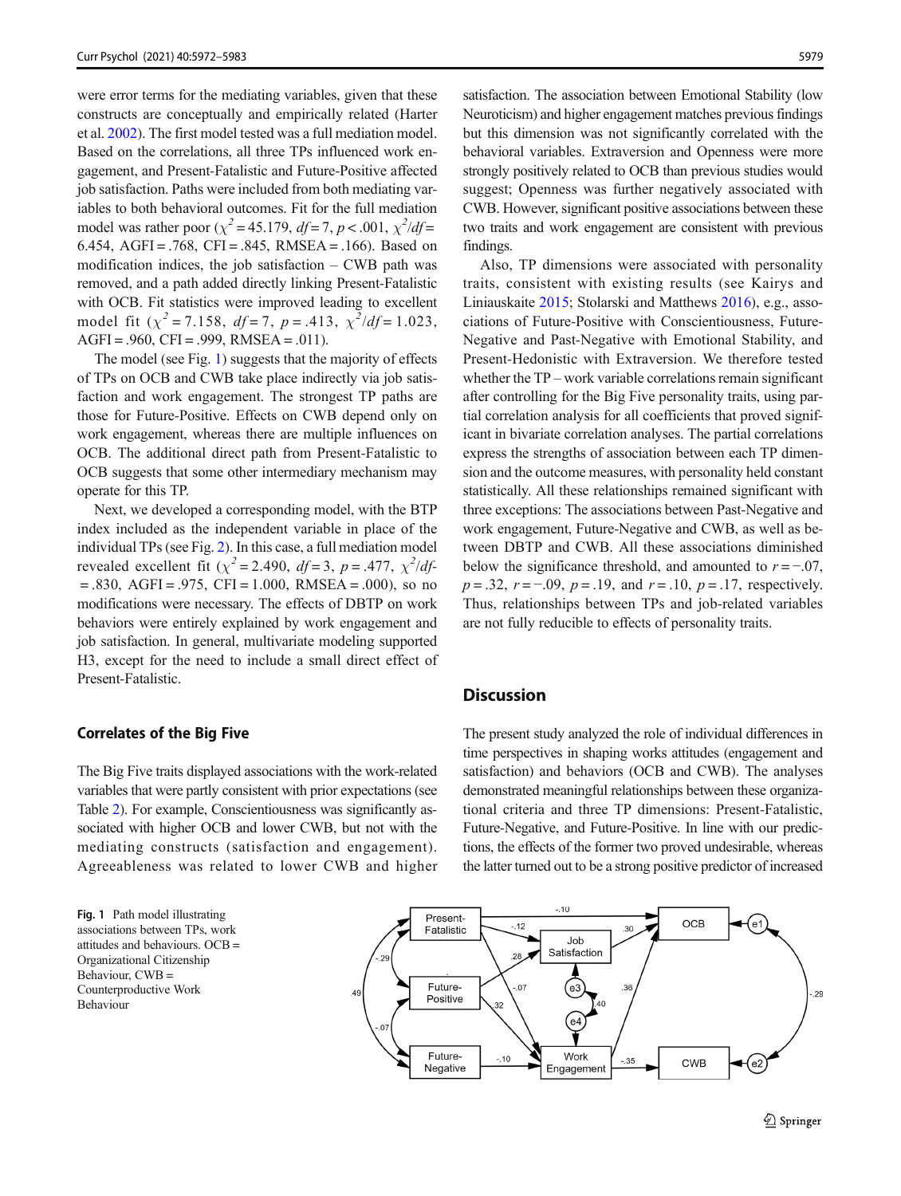were error terms for the mediating variables, given that these constructs are conceptually and empirically related (Harter et al. 2002). The first model tested was a full mediation model. Based on the correlations, all three TPs influenced work engagement, and Present-Fatalistic and Future-Positive affected job satisfaction. Paths were included from both mediating variables to both behavioral outcomes. Fit for the full mediation model was rather poor ($\chi^2 = 45.179$, $df = 7$, $p < .001$, $\chi^2/df = 6.454$, AGFI = .768, CFI = .845, RMSEA = .166). Based on modification indices, the job satisfaction – CWB path was removed, and a path added directly linking Present-Fatalistic with OCB. Fit statistics were improved leading to excellent model fit ($\chi^2 = 7.158$, $df = 7$, $p = .413$, $\chi^2/df = 1.023$, AGFI = .960, CFI = .999, RMSEA = .011).

The model (see Fig. 1) suggests that the majority of effects of TPs on OCB and CWB take place indirectly via job satisfaction and work engagement. The strongest TP paths are those for Future-Positive. Effects on CWB depend only on work engagement, whereas there are multiple influences on OCB. The additional direct path from Present-Fatalistic to OCB suggests that some other intermediary mechanism may operate for this TP.

Next, we developed a corresponding model, with the BTP index included as the independent variable in place of the individual TPs (see Fig. 2). In this case, a full mediation model revealed excellent fit ($\chi^2 = 2.490$, $df = 3$, $p = .477$, $\chi^2/df = .830$, AGFI = .975, CFI = 1.000, RMSEA = .000), so no modifications were necessary. The effects of DBTP on work behaviors were entirely explained by work engagement and job satisfaction. In general, multivariate modeling supported H3, except for the need to include a small direct effect of Present-Fatalistic.

### Correlates of the Big Five

The Big Five traits displayed associations with the work-related variables that were partly consistent with prior expectations (see Table 2). For example, Conscientiousness was significantly associated with higher OCB and lower CWB, but not with the mediating constructs (satisfaction and engagement). Agreeableness was related to lower CWB and higher satisfaction. The association between Emotional Stability (low Neuroticism) and higher engagement matches previous findings but this dimension was not significantly correlated with the behavioral variables. Extraversion and Openness were more strongly positively related to OCB than previous studies would suggest; Openness was further negatively associated with CWB. However, significant positive associations between these two traits and work engagement are consistent with previous findings.

Also, TP dimensions were associated with personality traits, consistent with existing results (see Kairys and Liniauskaite 2015; Stolarski and Matthews 2016), e.g., associations of Future-Positive with Conscientiousness, Future-Negative and Past-Negative with Emotional Stability, and Present-Hedonistic with Extraversion. We therefore tested whether the TP – work variable correlations remain significant after controlling for the Big Five personality traits, using partial correlation analysis for all coefficients that proved significant in bivariate correlation analyses. The partial correlations express the strengths of association between each TP dimension and the outcome measures, with personality held constant statistically. All these relationships remained significant with three exceptions: The associations between Past-Negative and work engagement, Future-Negative and CWB, as well as between DBTP and CWB. All these associations diminished below the significance threshold, and amounted to $r = -.07$, $p = .32$, $r = -.09$, $p = .19$, and $r = .10$, $p = .17$, respectively. Thus, relationships between TPs and job-related variables are not fully reducible to effects of personality traits.

## Discussion

The present study analyzed the role of individual differences in time perspectives in shaping works attitudes (engagement and satisfaction) and behaviors (OCB and CWB). The analyses demonstrated meaningful relationships between these organizational criteria and three TP dimensions: Present-Fatalistic, Future-Negative, and Future-Positive. In line with our predictions, the effects of the former two proved undesirable, whereas the latter turned out to be a strong positive predictor of increased

**Fig. 1** Path model illustrating associations between TPs, work attitudes and behaviours. OCB = Organizational Citizenship Behaviour, CWB = Counterproductive Work Behaviour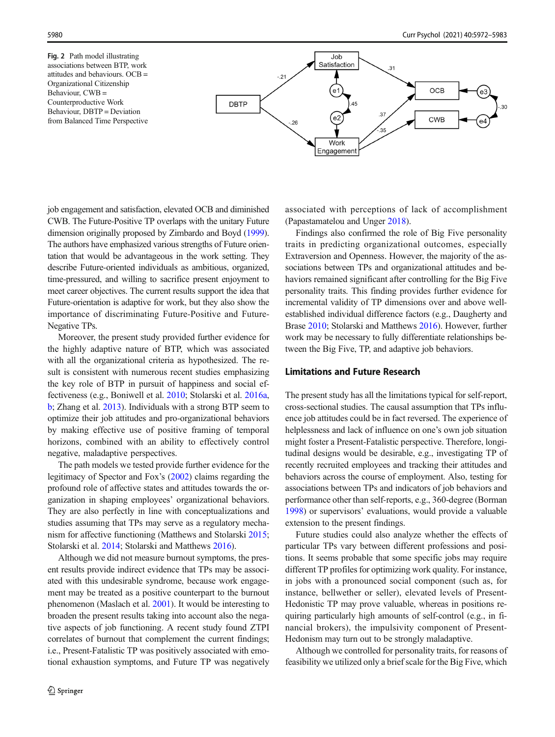Fig. 2 Path model illustrating associations between BTP, work attitudes and behaviours. OCB = Organizational Citizenship Behaviour, CWB = Counterproductive Work Behaviour, DBTP = Deviation from Balanced Time Perspective

job engagement and satisfaction, elevated OCB and diminished CWB. The Future-Positive TP overlaps with the unitary Future dimension originally proposed by Zimbardo and Boyd (1999). The authors have emphasized various strengths of Future orientation that would be advantageous in the work setting. They describe Future-oriented individuals as ambitious, organized, time-pressured, and willing to sacrifice present enjoyment to meet career objectives. The current results support the idea that Future-orientation is adaptive for work, but they also show the importance of discriminating Future-Positive and Future-Negative TPs.

Moreover, the present study provided further evidence for the highly adaptive nature of BTP, which was associated with all the organizational criteria as hypothesized. The result is consistent with numerous recent studies emphasizing the key role of BTP in pursuit of happiness and social effectiveness (e.g., Boniwell et al. 2010; Stolarski et al. 2016a, b; Zhang et al. 2013). Individuals with a strong BTP seem to optimize their job attitudes and pro-organizational behaviors by making effective use of positive framing of temporal horizons, combined with an ability to effectively control negative, maladaptive perspectives.

The path models we tested provide further evidence for the legitimacy of Spector and Fox's (2002) claims regarding the profound role of affective states and attitudes towards the organization in shaping employees' organizational behaviors. They are also perfectly in line with conceptualizations and studies assuming that TPs may serve as a regulatory mechanism for affective functioning (Matthews and Stolarski 2015; Stolarski et al. 2014; Stolarski and Matthews 2016).

Although we did not measure burnout symptoms, the present results provide indirect evidence that TPs may be associated with this undesirable syndrome, because work engagement may be treated as a positive counterpart to the burnout phenomenon (Maslach et al. 2001). It would be interesting to broaden the present results taking into account also the negative aspects of job functioning. A recent study found ZTPI correlates of burnout that complement the current findings; i.e., Present-Fatalistic TP was positively associated with emotional exhaustion symptoms, and Future TP was negatively associated with perceptions of lack of accomplishment (Papastamatelou and Unger 2018).

Findings also confirmed the role of Big Five personality traits in predicting organizational outcomes, especially Extraversion and Openness. However, the majority of the associations between TPs and organizational attitudes and behaviors remained significant after controlling for the Big Five personality traits. This finding provides further evidence for incremental validity of TP dimensions over and above well-established individual difference factors (e.g., Daugherty and Brase 2010; Stolarski and Matthews 2016). However, further work may be necessary to fully differentiate relationships between the Big Five, TP, and adaptive job behaviors.

## Limitations and Future Research

The present study has all the limitations typical for self-report, cross-sectional studies. The causal assumption that TPs influence job attitudes could be in fact reversed. The experience of helplessness and lack of influence on one's own job situation might foster a Present-Fatalistic perspective. Therefore, longitudinal designs would be desirable, e.g., investigating TP of recently recruited employees and tracking their attitudes and behaviors across the course of employment. Also, testing for associations between TPs and indicators of job behaviors and performance other than self-reports, e.g., 360-degree (Borman 1998) or supervisors' evaluations, would provide a valuable extension to the present findings.

Future studies could also analyze whether the effects of particular TPs vary between different professions and positions. It seems probable that some specific jobs may require different TP profiles for optimizing work quality. For instance, in jobs with a pronounced social component (such as, for instance, bellwether or seller), elevated levels of Present-Hedonistic TP may prove valuable, whereas in positions requiring particularly high amounts of self-control (e.g., in financial brokers), the impulsivity component of Present-Hedonism may turn out to be strongly maladaptive.

Although we controlled for personality traits, for reasons of feasibility we utilized only a brief scale for the Big Five, which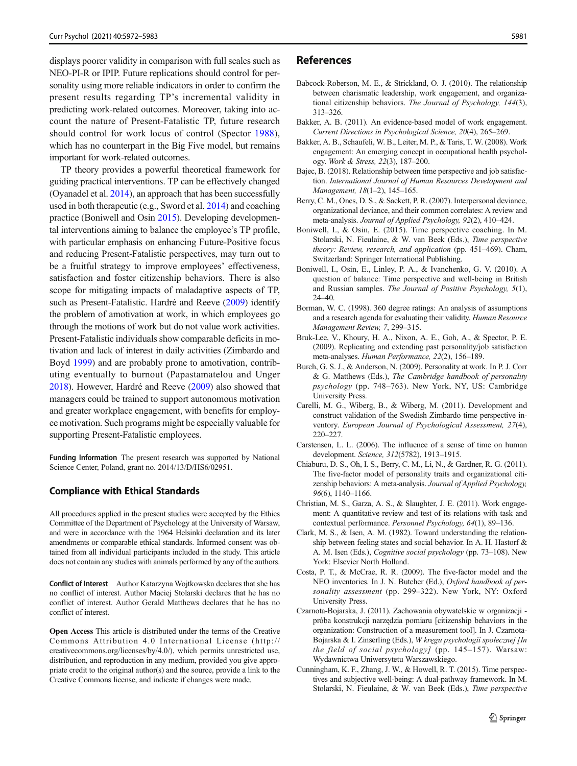displays poorer validity in comparison with full scales such as NEO-PI-R or IPIP. Future replications should control for personality using more reliable indicators in order to confirm the present results regarding TP's incremental validity in predicting work-related outcomes. Moreover, taking into account the nature of Present-Fatalistic TP, future research should control for work locus of control (Spector 1988), which has no counterpart in the Big Five model, but remains important for work-related outcomes.

TP theory provides a powerful theoretical framework for guiding practical interventions. TP can be effectively changed (Oyanadel et al. 2014), an approach that has been successfully used in both therapeutic (e.g., Sword et al. 2014) and coaching practice (Boniwell and Osin 2015). Developing developmental interventions aiming to balance the employee's TP profile, with particular emphasis on enhancing Future-Positive focus and reducing Present-Fatalistic perspectives, may turn out to be a fruitful strategy to improve employees' effectiveness, satisfaction and foster citizenship behaviors. There is also scope for mitigating impacts of maladaptive aspects of TP, such as Present-Fatalistic. Hardré and Reeve (2009) identify the problem of amotivation at work, in which employees go through the motions of work but do not value work activities. Present-Fatalistic individuals show comparable deficits in motivation and lack of interest in daily activities (Zimbardo and Boyd 1999) and are probably prone to amotivation, contributing eventually to burnout (Papastamatelou and Unger 2018). However, Hardré and Reeve (2009) also showed that managers could be trained to support autonomous motivation and greater workplace engagement, with benefits for employee motivation. Such programs might be especially valuable for supporting Present-Fatalistic employees.

**Funding Information** The present research was supported by National Science Center, Poland, grant no. 2014/13/D/HS6/02951.

## Compliance with Ethical Standards

All procedures applied in the present studies were accepted by the Ethics Committee of the Department of Psychology at the University of Warsaw, and were in accordance with the 1964 Helsinki declaration and its later amendments or comparable ethical standards. Informed consent was obtained from all individual participants included in the study. This article does not contain any studies with animals performed by any of the authors.

**Conflict of Interest** Author Katarzyna Wojtkowska declares that she has no conflict of interest. Author Maciej Stolarski declares that he has no conflict of interest. Author Gerald Matthews declares that he has no conflict of interest.

**Open Access** This article is distributed under the terms of the Creative Commons Attribution 4.0 International License (http://creativecommons.org/licenses/by/4.0/), which permits unrestricted use, distribution, and reproduction in any medium, provided you give appropriate credit to the original author(s) and the source, provide a link to the Creative Commons license, and indicate if changes were made.

## References

Babcock-Roberson, M. E., & Strickland, O. J. (2010). The relationship between charismatic leadership, work engagement, and organizational citizenship behaviors. *The Journal of Psychology, 144*(3), 313–326.

Bakker, A. B. (2011). An evidence-based model of work engagement. *Current Directions in Psychological Science, 20*(4), 265–269.

Bakker, A. B., Schaufeli, W. B., Leiter, M. P., & Taris, T. W. (2008). Work engagement: An emerging concept in occupational health psychology. *Work & Stress, 22*(3), 187–200.

Bajec, B. (2018). Relationship between time perspective and job satisfaction. *International Journal of Human Resources Development and Management, 18*(1–2), 145–165.

Berry, C. M., Ones, D. S., & Sackett, P. R. (2007). Interpersonal deviance, organizational deviance, and their common correlates: A review and meta-analysis. *Journal of Applied Psychology, 92*(2), 410–424.

Boniwell, I., & Osin, E. (2015). Time perspective coaching. In M. Stolarski, N. Fieulaine, & W. van Beek (Eds.), *Time perspective theory: Review, research, and application* (pp. 451–469). Cham, Switzerland: Springer International Publishing.

Boniwell, I., Osin, E., Linley, P. A., & Ivanchenko, G. V. (2010). A question of balance: Time perspective and well-being in British and Russian samples. *The Journal of Positive Psychology, 5*(1), 24–40.

Borman, W. C. (1998). 360 degree ratings: An analysis of assumptions and a research agenda for evaluating their validity. *Human Resource Management Review, 7*, 299–315.

Bruk-Lee, V., Khoury, H. A., Nixon, A. E., Goh, A., & Spector, P. E. (2009). Replicating and extending past personality/job satisfaction meta-analyses. *Human Performance, 22*(2), 156–189.

Burch, G. S. J., & Anderson, N. (2009). Personality at work. In P. J. Corr & G. Matthews (Eds.), *The Cambridge handbook of personality psychology* (pp. 748–763). New York, NY, US: Cambridge University Press.

Carelli, M. G., Wiberg, B., & Wiberg, M. (2011). Development and construct validation of the Swedish Zimbardo time perspective inventory. *European Journal of Psychological Assessment, 27*(4), 220–227.

Carstensen, L. L. (2006). The influence of a sense of time on human development. *Science, 312*(5782), 1913–1915.

Chiaburu, D. S., Oh, I. S., Berry, C. M., Li, N., & Gardner, R. G. (2011). The five-factor model of personality traits and organizational citizenship behaviors: A meta-analysis. *Journal of Applied Psychology, 96*(6), 1140–1166.

Christian, M. S., Garza, A. S., & Slaughter, J. E. (2011). Work engagement: A quantitative review and test of its relations with task and contextual performance. *Personnel Psychology, 64*(1), 89–136.

Clark, M. S., & Isen, A. M. (1982). Toward understanding the relationship between feeling states and social behavior. In A. H. Hastorf & A. M. Isen (Eds.), *Cognitive social psychology* (pp. 73–108). New York: Elsevier North Holland.

Costa, P. T., & McCrae, R. R. (2009). The five-factor model and the NEO inventories. In J. N. Butcher (Ed.), *Oxford handbook of personality assessment* (pp. 299–322). New York, NY: Oxford University Press.

Czarnota-Bojarska, J. (2011). Zachowania obywatelskie w organizacji - próba konstrukcji narzędzia pomiaru [citizenship behaviors in the organization: Construction of a measurement tool]. In J. Czarnota-Bojarska & I. Zinserling (Eds.), *W kręgu psychologii społecznej [In the field of social psychology]* (pp. 145–157). Warsaw: Wydawnictwa Uniwersytetu Warszawskiego.

Cunningham, K. F., Zhang, J. W., & Howell, R. T. (2015). Time perspectives and subjective well-being: A dual-pathway framework. In M. Stolarski, N. Fieulaine, & W. van Beek (Eds.), *Time perspective*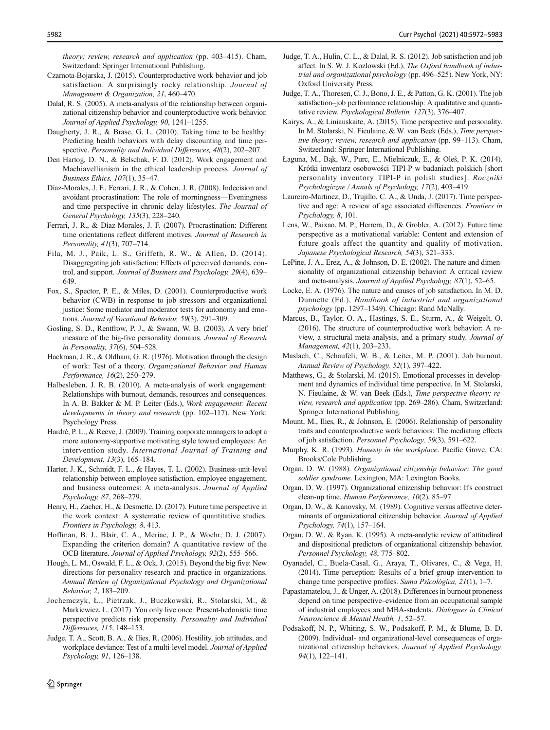*theory; review, research and application* (pp. 403–415). Cham, Switzerland: Springer International Publishing.

Czarnota-Bojarska, J. (2015). Counterproductive work behavior and job satisfaction: A surprisingly rocky relationship. *Journal of Management & Organization, 21*, 460–470.

Dalal, R. S. (2005). A meta-analysis of the relationship between organizational citizenship behavior and counterproductive work behavior. *Journal of Applied Psychology, 90*, 1241–1255.

Daugherty, J. R., & Brase, G. L. (2010). Taking time to be healthy: Predicting health behaviors with delay discounting and time perspective. *Personality and Individual Differences, 48*(2), 202–207.

Den Hartog, D. N., & Belschak, F. D. (2012). Work engagement and Machiavellianism in the ethical leadership process. *Journal of Business Ethics, 107*(1), 35–47.

Díaz-Morales, J. F., Ferrari, J. R., & Cohen, J. R. (2008). Indecision and avoidant procrastination: The role of morningness—Eveningness and time perspective in chronic delay lifestyles. *The Journal of General Psychology, 135*(3), 228–240.

Ferrari, J. R., & Díaz-Morales, J. F. (2007). Procrastination: Different time orientations reflect different motives. *Journal of Research in Personality, 41*(3), 707–714.

Fila, M. J., Paik, L. S., Griffeth, R. W., & Allen, D. (2014). Disaggregating job satisfaction: Effects of perceived demands, control, and support. *Journal of Business and Psychology, 29*(4), 639–649.

Fox, S., Spector, P. E., & Miles, D. (2001). Counterproductive work behavior (CWB) in response to job stressors and organizational justice: Some mediator and moderator tests for autonomy and emotions. *Journal of Vocational Behavior, 59*(3), 291–309.

Gosling, S. D., Rentfrow, P. J., & Swann, W. B. (2003). A very brief measure of the big-five personality domains. *Journal of Research in Personality, 37*(6), 504–528.

Hackman, J. R., & Oldham, G. R. (1976). Motivation through the design of work: Test of a theory. *Organizational Behavior and Human Performance, 16*(2), 250–279.

Halbesleben, J. R. B. (2010). A meta-analysis of work engagement: Relationships with burnout, demands, resources and consequences. In A. B. Bakker & M. P. Leiter (Eds.), *Work engagement: Recent developments in theory and research* (pp. 102–117). New York: Psychology Press.

Hardré, P. L., & Reeve, J. (2009). Training corporate managers to adopt a more autonomy-supportive motivating style toward employees: An intervention study. *International Journal of Training and Development, 13*(3), 165–184.

Harter, J. K., Schmidt, F. L., & Hayes, T. L. (2002). Business-unit-level relationship between employee satisfaction, employee engagement, and business outcomes: A meta-analysis. *Journal of Applied Psychology, 87*, 268–279.

Henry, H., Zacher, H., & Desmette, D. (2017). Future time perspective in the work context: A systematic review of quantitative studies. *Frontiers in Psychology, 8*, 413.

Hoffman, B. J., Blair, C. A., Meriac, J. P., & Woehr, D. J. (2007). Expanding the criterion domain? A quantitative review of the OCB literature. *Journal of Applied Psychology, 92*(2), 555–566.

Hough, L. M., Oswald, F. L., & Ock, J. (2015). Beyond the big five: New directions for personality research and practice in organizations. *Annual Review of Organizational Psychology and Organizational Behavior, 2*, 183–209.

Jochemczyk, Ł., Pietrzak, J., Buczkowski, R., Stolarski, M., & Markiewicz, Ł. (2017). You only live once: Present-hedonistic time perspective predicts risk propensity. *Personality and Individual Differences, 115*, 148–153.

Judge, T. A., Scott, B. A., & Ilies, R. (2006). Hostility, job attitudes, and workplace deviance: Test of a multi-level model. *Journal of Applied Psychology, 91*, 126–138.

Judge, T. A., Hulin, C. L., & Dalal, R. S. (2012). Job satisfaction and job affect. In S. W. J. Kozlowski (Ed.), *The Oxford handbook of industrial and organizational psychology* (pp. 496–525). New York, NY: Oxford University Press.

Judge, T. A., Thoresen, C. J., Bono, J. E., & Patton, G. K. (2001). The job satisfaction–job performance relationship: A qualitative and quantitative review. *Psychological Bulletin, 127*(3), 376–407.

Kairys, A., & Liniauskaite, A. (2015). Time perspective and personality. In M. Stolarski, N. Fieulaine, & W. van Beek (Eds.), *Time perspective theory; review, research and application* (pp. 99–113). Cham, Switzerland: Springer International Publishing.

Łaguna, M., Bąk, W., Purc, E., Mielniczuk, E., & Oleś, P. K. (2014). Krótki inwentarz osobowości TIPI-P w badaniach polskich [short personality inventory TIPI-P in polish studies]. *Roczniki Psychologiczne / Annals of Psychology, 17*(2), 403–419.

Laureiro-Martinez, D., Trujillo, C. A., & Unda, J. (2017). Time perspective and age: A review of age associated differences. *Frontiers in Psychology, 8*, 101.

Lens, W., Paixao, M. P., Herrera, D., & Grobler, A. (2012). Future time perspective as a motivational variable: Content and extension of future goals affect the quantity and quality of motivation. *Japanese Psychological Research, 54*(3), 321–333.

LePine, J. A., Erez, A., & Johnson, D. E. (2002). The nature and dimensionality of organizational citizenship behavior: A critical review and meta-analysis. *Journal of Applied Psychology, 87*(1), 52–65.

Locke, E. A. (1976). The nature and causes of job satisfaction. In M. D. Dunnette (Ed.), *Handbook of industrial and organizational psychology* (pp. 1297–1349). Chicago: Rand McNally.

Marcus, B., Taylor, O. A., Hastings, S. E., Sturm, A., & Weigelt, O. (2016). The structure of counterproductive work behavior: A review, a structural meta-analysis, and a primary study. *Journal of Management, 42*(1), 203–233.

Maslach, C., Schaufeli, W. B., & Leiter, M. P. (2001). Job burnout. *Annual Review of Psychology, 52*(1), 397–422.

Matthews, G., & Stolarski, M. (2015). Emotional processes in development and dynamics of individual time perspective. In M. Stolarski, N. Fieulaine, & W. van Beek (Eds.), *Time perspective theory; review, research and application* (pp. 269–286). Cham, Switzerland: Springer International Publishing.

Mount, M., Ilies, R., & Johnson, E. (2006). Relationship of personality traits and counterproductive work behaviors: The mediating effects of job satisfaction. *Personnel Psychology, 59*(3), 591–622.

Murphy, K. R. (1993). *Honesty in the workplace*. Pacific Grove, CA: Brooks/Cole Publishing.

Organ, D. W. (1988). *Organizational citizenship behavior: The good soldier syndrome*. Lexington, MA: Lexington Books.

Organ, D. W. (1997). Organizational citizenship behavior: It's construct clean-up time. *Human Performance, 10*(2), 85–97.

Organ, D. W., & Kanovsky, M. (1989). Cognitive versus affective determinants of organizational citizenship behavior. *Journal of Applied Psychology, 74*(1), 157–164.

Organ, D. W., & Ryan, K. (1995). A meta-analytic review of attitudinal and dispositional predictors of organizational citizenship behavior. *Personnel Psychology, 48*, 775–802.

Oyanadel, C., Buela-Casal, G., Araya, T., Olivares, C., & Vega, H. (2014). Time perception: Results of a brief group intervention to change time perspective profiles. *Suma Psicológica, 21*(1), 1–7.

Papastamatelou, J., & Unger, A. (2018). Differences in burnout proneness depend on time perspective–evidence from an occupational sample of industrial employees and MBA-students. *Dialogues in Clinical Neuroscience & Mental Health, 1*, 52–57.

Podsakoff, N. P., Whiting, S. W., Podsakoff, P. M., & Blume, B. D. (2009). Individual- and organizational-level consequences of organizational citizenship behaviors. *Journal of Applied Psychology, 94*(1), 122–141.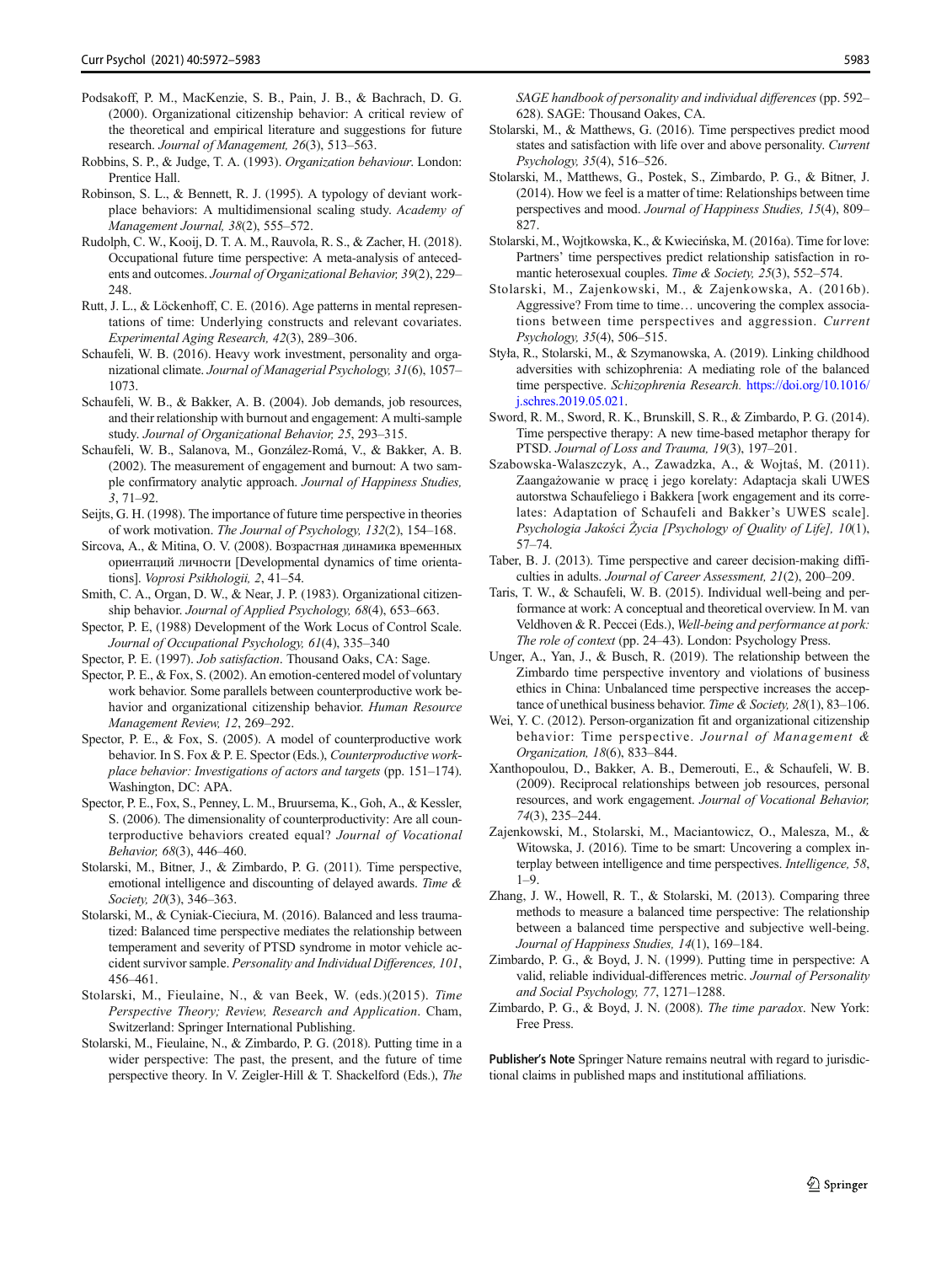Podsakoff, P. M., MacKenzie, S. B., Pain, J. B., & Bachrach, D. G. (2000). Organizational citizenship behavior: A critical review of the theoretical and empirical literature and suggestions for future research. *Journal of Management, 26*(3), 513–563.

Robbins, S. P., & Judge, T. A. (1993). *Organization behaviour*. London: Prentice Hall.

Robinson, S. L., & Bennett, R. J. (1995). A typology of deviant workplace behaviors: A multidimensional scaling study. *Academy of Management Journal, 38*(2), 555–572.

Rudolph, C. W., Kooij, D. T. A. M., Rauvola, R. S., & Zacher, H. (2018). Occupational future time perspective: A meta-analysis of antecedents and outcomes. *Journal of Organizational Behavior, 39*(2), 229–248.

Rutt, J. L., & Löckenhoff, C. E. (2016). Age patterns in mental representations of time: Underlying constructs and relevant covariates. *Experimental Aging Research, 42*(3), 289–306.

Schaufeli, W. B. (2016). Heavy work investment, personality and organizational climate. *Journal of Managerial Psychology, 31*(6), 1057–1073.

Schaufeli, W. B., & Bakker, A. B. (2004). Job demands, job resources, and their relationship with burnout and engagement: A multi-sample study. *Journal of Organizational Behavior, 25*, 293–315.

Schaufeli, W. B., Salanova, M., González-Romá, V., & Bakker, A. B. (2002). The measurement of engagement and burnout: A two sample confirmatory analytic approach. *Journal of Happiness Studies, 3*, 71–92.

Seijts, G. H. (1998). The importance of future time perspective in theories of work motivation. *The Journal of Psychology, 132*(2), 154–168.

Sircova, A., & Mitina, O. V. (2008). Возрастная динамика временных ориентаций личности [Developmental dynamics of time orientations]. *Voprosi Psikhologii, 2*, 41–54.

Smith, C. A., Organ, D. W., & Near, J. P. (1983). Organizational citizenship behavior. *Journal of Applied Psychology, 68*(4), 653–663.

Spector, P. E, (1988) Development of the Work Locus of Control Scale. *Journal of Occupational Psychology, 61*(4), 335–340

Spector, P. E. (1997). *Job satisfaction*. Thousand Oaks, CA: Sage.

Spector, P. E., & Fox, S. (2002). An emotion-centered model of voluntary work behavior. Some parallels between counterproductive work behavior and organizational citizenship behavior. *Human Resource Management Review, 12*, 269–292.

Spector, P. E., & Fox, S. (2005). A model of counterproductive work behavior. In S. Fox & P. E. Spector (Eds.), *Counterproductive workplace behavior: Investigations of actors and targets* (pp. 151–174). Washington, DC: APA.

Spector, P. E., Fox, S., Penney, L. M., Bruursema, K., Goh, A., & Kessler, S. (2006). The dimensionality of counterproductivity: Are all counterproductive behaviors created equal? *Journal of Vocational Behavior, 68*(3), 446–460.

Stolarski, M., Bitner, J., & Zimbardo, P. G. (2011). Time perspective, emotional intelligence and discounting of delayed awards. *Time & Society, 20*(3), 346–363.

Stolarski, M., & Cyniak-Cieciura, M. (2016). Balanced and less traumatized: Balanced time perspective mediates the relationship between temperament and severity of PTSD syndrome in motor vehicle accident survivor sample. *Personality and Individual Differences, 101*, 456–461.

Stolarski, M., Fieulaine, N., & van Beek, W. (eds.)(2015). *Time Perspective Theory; Review, Research and Application*. Cham, Switzerland: Springer International Publishing.

Stolarski, M., Fieulaine, N., & Zimbardo, P. G. (2018). Putting time in a wider perspective: The past, the present, and the future of time perspective theory. In V. Zeigler-Hill & T. Shackelford (Eds.), *The SAGE handbook of personality and individual differences* (pp. 592–628). SAGE: Thousand Oakes, CA.

Stolarski, M., & Matthews, G. (2016). Time perspectives predict mood states and satisfaction with life over and above personality. *Current Psychology, 35*(4), 516–526.

Stolarski, M., Matthews, G., Postek, S., Zimbardo, P. G., & Bitner, J. (2014). How we feel is a matter of time: Relationships between time perspectives and mood. *Journal of Happiness Studies, 15*(4), 809–827.

Stolarski, M., Wojtkowska, K., & Kwiecińska, M. (2016a). Time for love: Partners' time perspectives predict relationship satisfaction in romantic heterosexual couples. *Time & Society, 25*(3), 552–574.

Stolarski, M., Zajenkowski, M., & Zajenkowska, A. (2016b). Aggressive? From time to time… uncovering the complex associations between time perspectives and aggression. *Current Psychology, 35*(4), 506–515.

Styła, R., Stolarski, M., & Szymanowska, A. (2019). Linking childhood adversities with schizophrenia: A mediating role of the balanced time perspective. *Schizophrenia Research.* https://doi.org/10.1016/j.schres.2019.05.021.

Sword, R. M., Sword, R. K., Brunskill, S. R., & Zimbardo, P. G. (2014). Time perspective therapy: A new time-based metaphor therapy for PTSD. *Journal of Loss and Trauma, 19*(3), 197–201.

Szabowska-Walaszczyk, A., Zawadzka, A., & Wojtaś, M. (2011). Zaangażowanie w pracę i jego korelaty: Adaptacja skali UWES autorstwa Schaufeliego i Bakkera [work engagement and its correlates: Adaptation of Schaufeli and Bakker's UWES scale]. *Psychologia Jakości Życia [Psychology of Quality of Life], 10*(1), 57–74.

Taber, B. J. (2013). Time perspective and career decision-making difficulties in adults. *Journal of Career Assessment, 21*(2), 200–209.

Taris, T. W., & Schaufeli, W. B. (2015). Individual well-being and performance at work: A conceptual and theoretical overview. In M. van Veldhoven & R. Peccei (Eds.), *Well-being and performance at pork: The role of context* (pp. 24–43). London: Psychology Press.

Unger, A., Yan, J., & Busch, R. (2019). The relationship between the Zimbardo time perspective inventory and violations of business ethics in China: Unbalanced time perspective increases the acceptance of unethical business behavior. *Time & Society, 28*(1), 83–106.

Wei, Y. C. (2012). Person-organization fit and organizational citizenship behavior: Time perspective. *Journal of Management & Organization, 18*(6), 833–844.

Xanthopoulou, D., Bakker, A. B., Demerouti, E., & Schaufeli, W. B. (2009). Reciprocal relationships between job resources, personal resources, and work engagement. *Journal of Vocational Behavior, 74*(3), 235–244.

Zajenkowski, M., Stolarski, M., Maciantowicz, O., Malesza, M., & Witowska, J. (2016). Time to be smart: Uncovering a complex interplay between intelligence and time perspectives. *Intelligence, 58*, 1–9.

Zhang, J. W., Howell, R. T., & Stolarski, M. (2013). Comparing three methods to measure a balanced time perspective: The relationship between a balanced time perspective and subjective well-being. *Journal of Happiness Studies, 14*(1), 169–184.

Zimbardo, P. G., & Boyd, J. N. (1999). Putting time in perspective: A valid, reliable individual-differences metric. *Journal of Personality and Social Psychology, 77*, 1271–1288.

Zimbardo, P. G., & Boyd, J. N. (2008). *The time paradox*. New York: Free Press.

**Publisher's Note** Springer Nature remains neutral with regard to jurisdictional claims in published maps and institutional affiliations.